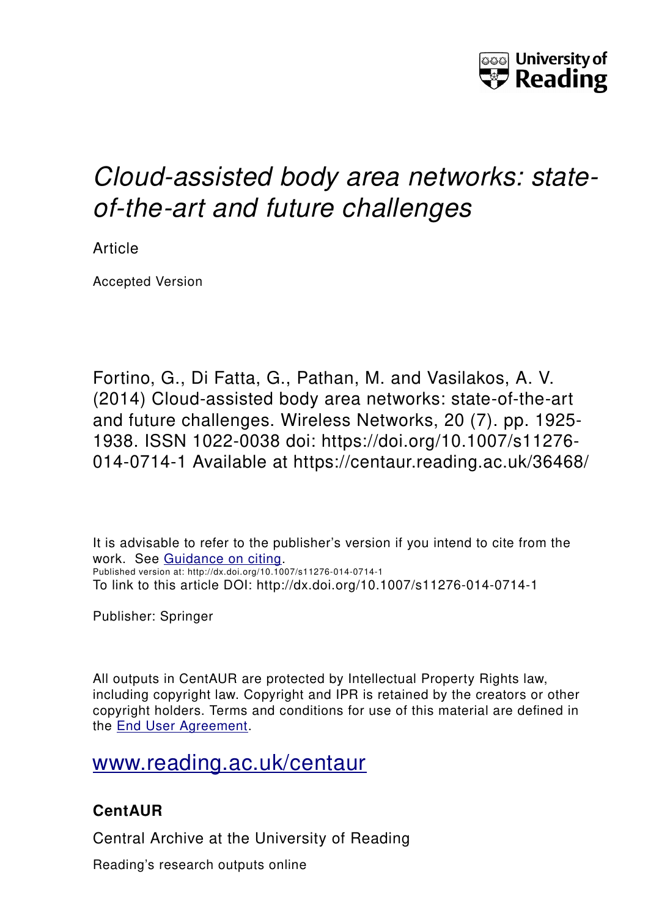University of Reading

# *Cloud-assisted body area networks: state-of-the-art and future challenges*

Article

Accepted Version

Fortino, G., Di Fatta, G., Pathan, M. and Vasilakos, A. V. (2014) Cloud-assisted body area networks: state-of-the-art and future challenges. Wireless Networks, 20 (7). pp. 1925-1938. ISSN 1022-0038 doi: https://doi.org/10.1007/s11276-014-0714-1 Available at https://centaur.reading.ac.uk/36468/

It is advisable to refer to the publisher's version if you intend to cite from the work. See [Guidance on citing](#).
Published version at: http://dx.doi.org/10.1007/s11276-014-0714-1
To link to this article DOI: http://dx.doi.org/10.1007/s11276-014-0714-1

Publisher: Springer

All outputs in CentAUR are protected by Intellectual Property Rights law, including copyright law. Copyright and IPR is retained by the creators or other copyright holders. Terms and conditions for use of this material are defined in the [End User Agreement](#).

[www.reading.ac.uk/centaur](http://www.reading.ac.uk/centaur)

## CentAUR

Central Archive at the University of Reading

Reading's research outputs online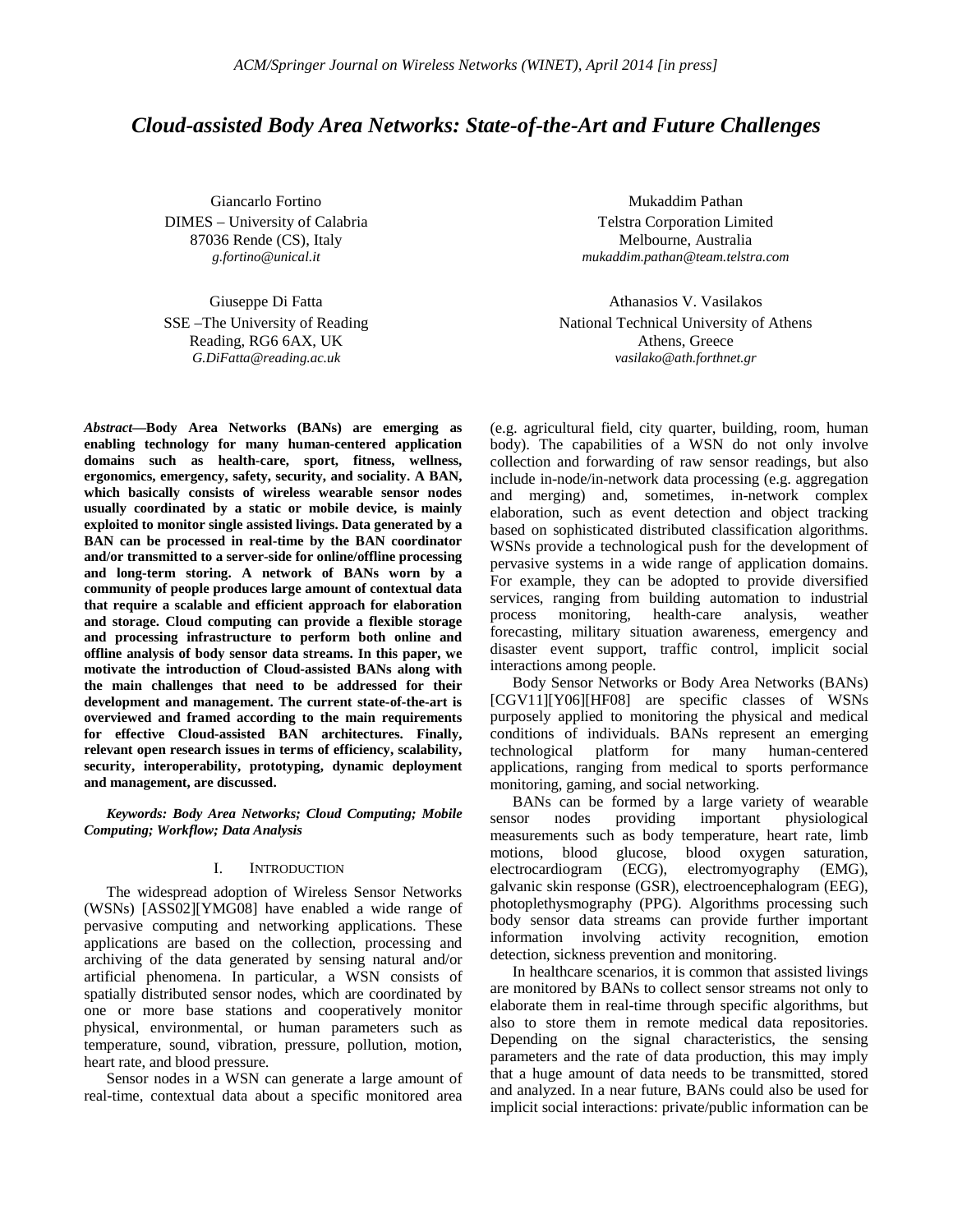# Cloud-assisted Body Area Networks: State-of-the-Art and Future Challenges

Giancarlo Fortino
DIMES – University of Calabria
87036 Rende (CS), Italy
*g.fortino@unical.it*

Mukaddim Pathan
Telstra Corporation Limited
Melbourne, Australia
*mukaddim.pathan@team.telstra.com*

Giuseppe Di Fatta
SSE –The University of Reading
Reading, RG6 6AX, UK
*G.DiFatta@reading.ac.uk*

Athanasios V. Vasilakos
National Technical University of Athens
Athens, Greece
*vasilako@ath.forthnet.gr*

***Abstract*—Body Area Networks (BANs) are emerging as enabling technology for many human-centered application domains such as health-care, sport, fitness, wellness, ergonomics, emergency, safety, security, and sociality. A BAN, which basically consists of wireless wearable sensor nodes usually coordinated by a static or mobile device, is mainly exploited to monitor single assisted livings. Data generated by a BAN can be processed in real-time by the BAN coordinator and/or transmitted to a server-side for online/offline processing and long-term storing. A network of BANs worn by a community of people produces large amount of contextual data that require a scalable and efficient approach for elaboration and storage. Cloud computing can provide a flexible storage and processing infrastructure to perform both online and offline analysis of body sensor data streams. In this paper, we motivate the introduction of Cloud-assisted BANs along with the main challenges that need to be addressed for their development and management. The current state-of-the-art is overviewed and framed according to the main requirements for effective Cloud-assisted BAN architectures. Finally, relevant open research issues in terms of efficiency, scalability, security, interoperability, prototyping, dynamic deployment and management, are discussed.**

***Keywords: Body Area Networks; Cloud Computing; Mobile Computing; Workflow; Data Analysis***

## I. INTRODUCTION

The widespread adoption of Wireless Sensor Networks (WSNs) [ASS02][YMG08] have enabled a wide range of pervasive computing and networking applications. These applications are based on the collection, processing and archiving of the data generated by sensing natural and/or artificial phenomena. In particular, a WSN consists of spatially distributed sensor nodes, which are coordinated by one or more base stations and cooperatively monitor physical, environmental, or human parameters such as temperature, sound, vibration, pressure, pollution, motion, heart rate, and blood pressure.

Sensor nodes in a WSN can generate a large amount of real-time, contextual data about a specific monitored area (e.g. agricultural field, city quarter, building, room, human body). The capabilities of a WSN do not only involve collection and forwarding of raw sensor readings, but also include in-node/in-network data processing (e.g. aggregation and merging) and, sometimes, in-network complex elaboration, such as event detection and object tracking based on sophisticated distributed classification algorithms. WSNs provide a technological push for the development of pervasive systems in a wide range of application domains. For example, they can be adopted to provide diversified services, ranging from building automation to industrial process monitoring, health-care analysis, weather forecasting, military situation awareness, emergency and disaster event support, traffic control, implicit social interactions among people.

Body Sensor Networks or Body Area Networks (BANs) [CGV11][Y06][HF08] are specific classes of WSNs purposely applied to monitoring the physical and medical conditions of individuals. BANs represent an emerging technological platform for many human-centered applications, ranging from medical to sports performance monitoring, gaming, and social networking.

BANs can be formed by a large variety of wearable sensor nodes providing important physiological measurements such as body temperature, heart rate, limb motions, blood glucose, blood oxygen saturation, electrocardiogram (ECG), electromyography (EMG), galvanic skin response (GSR), electroencephalogram (EEG), photoplethysmography (PPG). Algorithms processing such body sensor data streams can provide further important information involving activity recognition, emotion detection, sickness prevention and monitoring.

In healthcare scenarios, it is common that assisted livings are monitored by BANs to collect sensor streams not only to elaborate them in real-time through specific algorithms, but also to store them in remote medical data repositories. Depending on the signal characteristics, the sensing parameters and the rate of data production, this may imply that a huge amount of data needs to be transmitted, stored and analyzed. In a near future, BANs could also be used for implicit social interactions: private/public information can be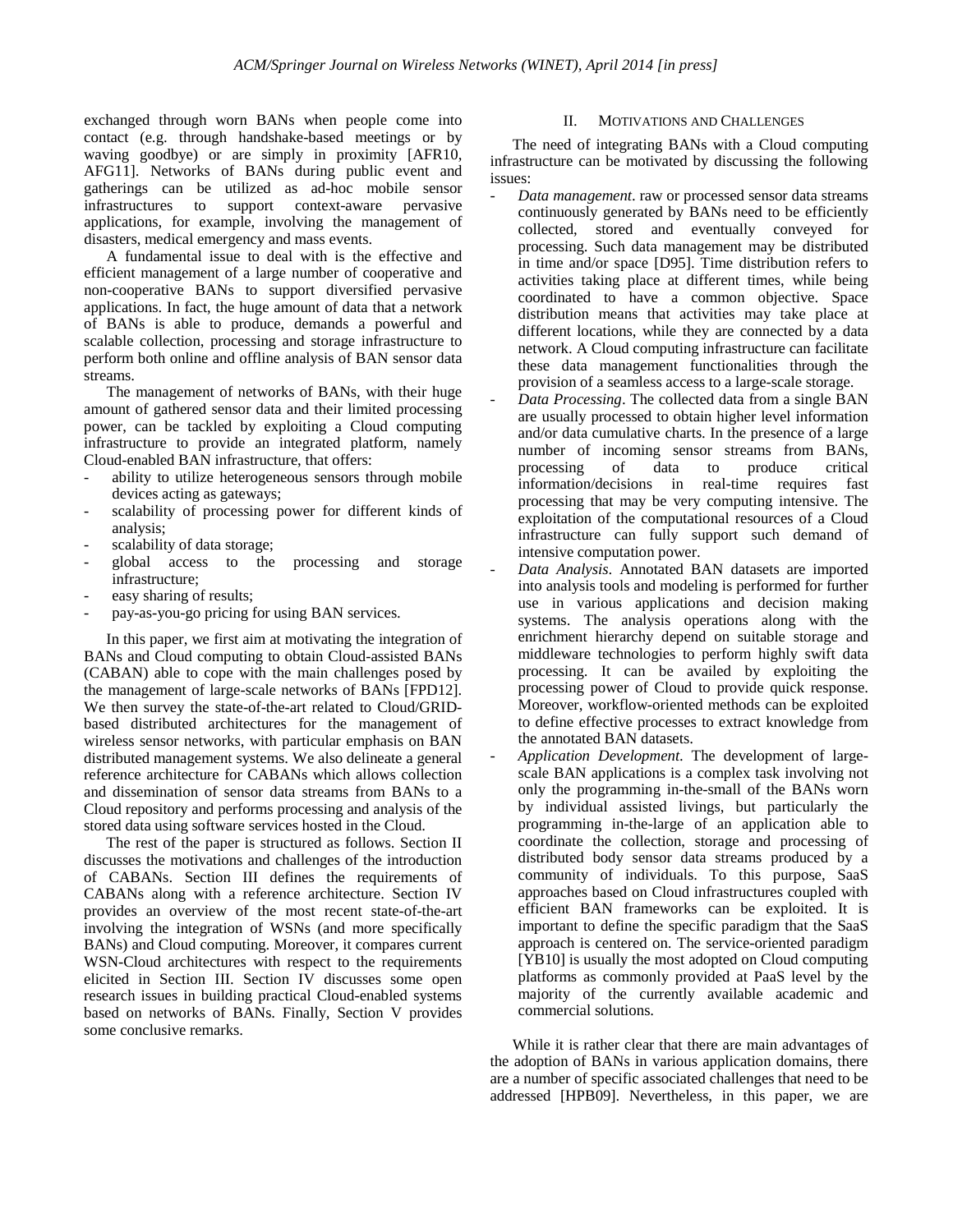exchanged through worn BANs when people come into contact (e.g. through handshake-based meetings or by waving goodbye) or are simply in proximity [AFR10, AFG11]. Networks of BANs during public event and gatherings can be utilized as ad-hoc mobile sensor infrastructures to support context-aware pervasive applications, for example, involving the management of disasters, medical emergency and mass events.

A fundamental issue to deal with is the effective and efficient management of a large number of cooperative and non-cooperative BANs to support diversified pervasive applications. In fact, the huge amount of data that a network of BANs is able to produce, demands a powerful and scalable collection, processing and storage infrastructure to perform both online and offline analysis of BAN sensor data streams.

The management of networks of BANs, with their huge amount of gathered sensor data and their limited processing power, can be tackled by exploiting a Cloud computing infrastructure to provide an integrated platform, namely Cloud-enabled BAN infrastructure, that offers:

- ability to utilize heterogeneous sensors through mobile devices acting as gateways;
- scalability of processing power for different kinds of analysis;
- scalability of data storage;
- global access to the processing and storage infrastructure;
- easy sharing of results;
- pay-as-you-go pricing for using BAN services.

In this paper, we first aim at motivating the integration of BANs and Cloud computing to obtain Cloud-assisted BANs (CABAN) able to cope with the main challenges posed by the management of large-scale networks of BANs [FPD12]. We then survey the state-of-the-art related to Cloud/GRID-based distributed architectures for the management of wireless sensor networks, with particular emphasis on BAN distributed management systems. We also delineate a general reference architecture for CABANs which allows collection and dissemination of sensor data streams from BANs to a Cloud repository and performs processing and analysis of the stored data using software services hosted in the Cloud.

The rest of the paper is structured as follows. Section II discusses the motivations and challenges of the introduction of CABANs. Section III defines the requirements of CABANs along with a reference architecture. Section IV provides an overview of the most recent state-of-the-art involving the integration of WSNs (and more specifically BANs) and Cloud computing. Moreover, it compares current WSN-Cloud architectures with respect to the requirements elicited in Section III. Section IV discusses some open research issues in building practical Cloud-enabled systems based on networks of BANs. Finally, Section V provides some conclusive remarks.

## II. Motivations and Challenges

The need of integrating BANs with a Cloud computing infrastructure can be motivated by discussing the following issues:

- *Data management*. raw or processed sensor data streams continuously generated by BANs need to be efficiently collected, stored and eventually conveyed for processing. Such data management may be distributed in time and/or space [D95]. Time distribution refers to activities taking place at different times, while being coordinated to have a common objective. Space distribution means that activities may take place at different locations, while they are connected by a data network. A Cloud computing infrastructure can facilitate these data management functionalities through the provision of a seamless access to a large-scale storage.
- *Data Processing*. The collected data from a single BAN are usually processed to obtain higher level information and/or data cumulative charts. In the presence of a large number of incoming sensor streams from BANs, processing of data to produce critical information/decisions in real-time requires fast processing that may be very computing intensive. The exploitation of the computational resources of a Cloud infrastructure can fully support such demand of intensive computation power.
- *Data Analysis*. Annotated BAN datasets are imported into analysis tools and modeling is performed for further use in various applications and decision making systems. The analysis operations along with the enrichment hierarchy depend on suitable storage and middleware technologies to perform highly swift data processing. It can be availed by exploiting the processing power of Cloud to provide quick response. Moreover, workflow-oriented methods can be exploited to define effective processes to extract knowledge from the annotated BAN datasets.
- *Application Development*. The development of large-scale BAN applications is a complex task involving not only the programming in-the-small of the BANs worn by individual assisted livings, but particularly the programming in-the-large of an application able to coordinate the collection, storage and processing of distributed body sensor data streams produced by a community of individuals. To this purpose, SaaS approaches based on Cloud infrastructures coupled with efficient BAN frameworks can be exploited. It is important to define the specific paradigm that the SaaS approach is centered on. The service-oriented paradigm [YB10] is usually the most adopted on Cloud computing platforms as commonly provided at PaaS level by the majority of the currently available academic and commercial solutions.

While it is rather clear that there are main advantages of the adoption of BANs in various application domains, there are a number of specific associated challenges that need to be addressed [HPB09]. Nevertheless, in this paper, we are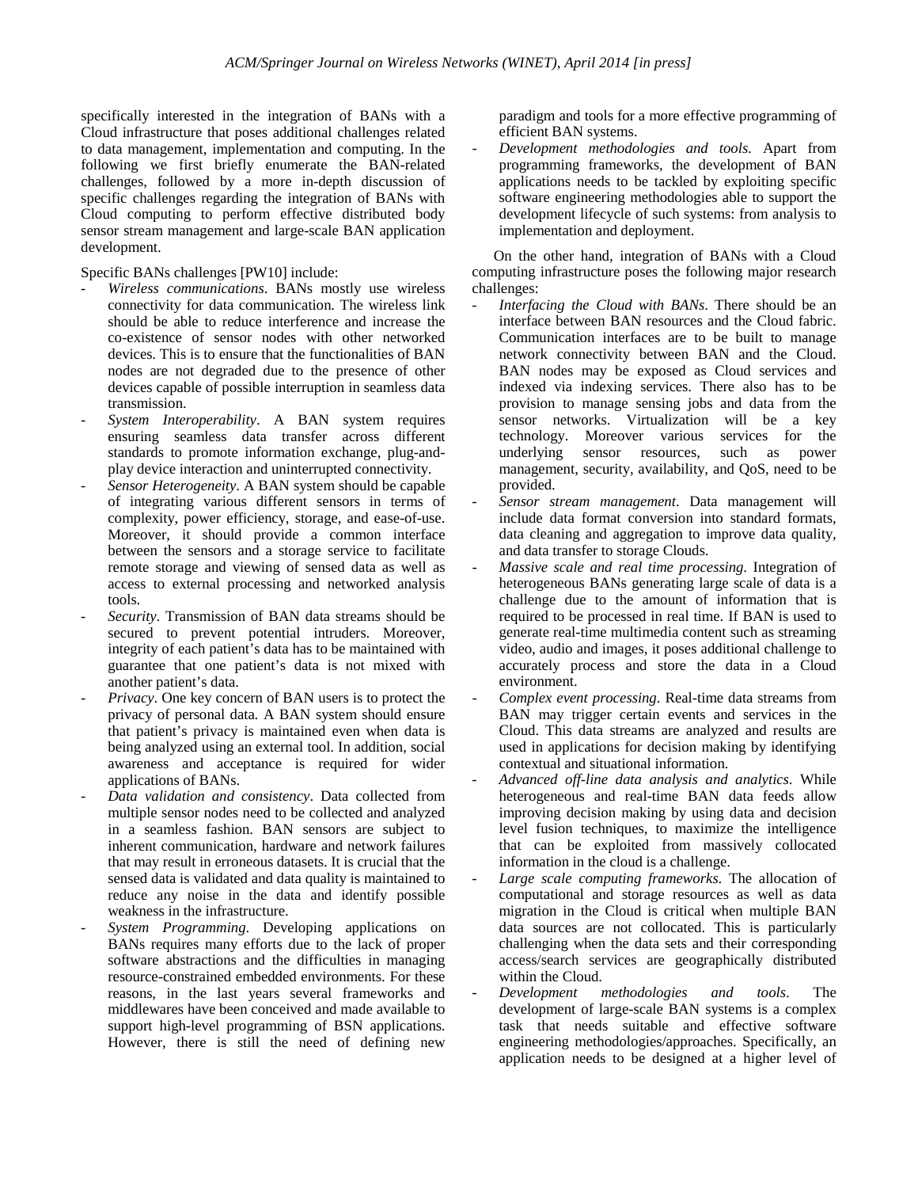specifically interested in the integration of BANs with a Cloud infrastructure that poses additional challenges related to data management, implementation and computing. In the following we first briefly enumerate the BAN-related challenges, followed by a more in-depth discussion of specific challenges regarding the integration of BANs with Cloud computing to perform effective distributed body sensor stream management and large-scale BAN application development.

Specific BANs challenges [PW10] include:

- *Wireless communications*. BANs mostly use wireless connectivity for data communication. The wireless link should be able to reduce interference and increase the co-existence of sensor nodes with other networked devices. This is to ensure that the functionalities of BAN nodes are not degraded due to the presence of other devices capable of possible interruption in seamless data transmission.
- *System Interoperability*. A BAN system requires ensuring seamless data transfer across different standards to promote information exchange, plug-and-play device interaction and uninterrupted connectivity.
- *Sensor Heterogeneity*. A BAN system should be capable of integrating various different sensors in terms of complexity, power efficiency, storage, and ease-of-use. Moreover, it should provide a common interface between the sensors and a storage service to facilitate remote storage and viewing of sensed data as well as access to external processing and networked analysis tools.
- *Security*. Transmission of BAN data streams should be secured to prevent potential intruders. Moreover, integrity of each patient's data has to be maintained with guarantee that one patient's data is not mixed with another patient's data.
- *Privacy*. One key concern of BAN users is to protect the privacy of personal data. A BAN system should ensure that patient's privacy is maintained even when data is being analyzed using an external tool. In addition, social awareness and acceptance is required for wider applications of BANs.
- *Data validation and consistency*. Data collected from multiple sensor nodes need to be collected and analyzed in a seamless fashion. BAN sensors are subject to inherent communication, hardware and network failures that may result in erroneous datasets. It is crucial that the sensed data is validated and data quality is maintained to reduce any noise in the data and identify possible weakness in the infrastructure.
- *System Programming*. Developing applications on BANs requires many efforts due to the lack of proper software abstractions and the difficulties in managing resource-constrained embedded environments. For these reasons, in the last years several frameworks and middlewares have been conceived and made available to support high-level programming of BSN applications. However, there is still the need of defining new paradigm and tools for a more effective programming of efficient BAN systems.
- *Development methodologies and tools.* Apart from programming frameworks, the development of BAN applications needs to be tackled by exploiting specific software engineering methodologies able to support the development lifecycle of such systems: from analysis to implementation and deployment.

On the other hand, integration of BANs with a Cloud computing infrastructure poses the following major research challenges:

- *Interfacing the Cloud with BANs*. There should be an interface between BAN resources and the Cloud fabric. Communication interfaces are to be built to manage network connectivity between BAN and the Cloud. BAN nodes may be exposed as Cloud services and indexed via indexing services. There also has to be provision to manage sensing jobs and data from the sensor networks. Virtualization will be a key technology. Moreover various services for the underlying sensor resources, such as power management, security, availability, and QoS, need to be provided.
- *Sensor stream management*. Data management will include data format conversion into standard formats, data cleaning and aggregation to improve data quality, and data transfer to storage Clouds.
- *Massive scale and real time processing.* Integration of heterogeneous BANs generating large scale of data is a challenge due to the amount of information that is required to be processed in real time. If BAN is used to generate real-time multimedia content such as streaming video, audio and images, it poses additional challenge to accurately process and store the data in a Cloud environment.
- *Complex event processing*. Real-time data streams from BAN may trigger certain events and services in the Cloud. This data streams are analyzed and results are used in applications for decision making by identifying contextual and situational information.
- *Advanced off-line data analysis and analytics*. While heterogeneous and real-time BAN data feeds allow improving decision making by using data and decision level fusion techniques, to maximize the intelligence that can be exploited from massively collocated information in the cloud is a challenge.
- *Large scale computing frameworks.* The allocation of computational and storage resources as well as data migration in the Cloud is critical when multiple BAN data sources are not collocated. This is particularly challenging when the data sets and their corresponding access/search services are geographically distributed within the Cloud.
- *Development methodologies and tools*. The development of large-scale BAN systems is a complex task that needs suitable and effective software engineering methodologies/approaches. Specifically, an application needs to be designed at a higher level of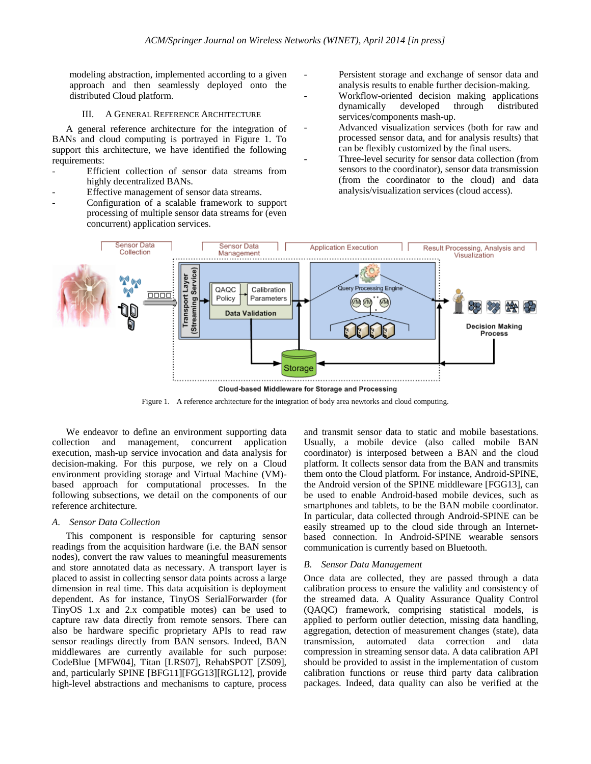modeling abstraction, implemented according to a given approach and then seamlessly deployed onto the distributed Cloud platform.

## III. A General Reference Architecture

A general reference architecture for the integration of BANs and cloud computing is portrayed in Figure 1. To support this architecture, we have identified the following requirements:

- Efficient collection of sensor data streams from highly decentralized BANs.
- Effective management of sensor data streams.
- Configuration of a scalable framework to support processing of multiple sensor data streams for (even concurrent) application services.
- Persistent storage and exchange of sensor data and analysis results to enable further decision-making.
- Workflow-oriented decision making applications dynamically developed through distributed services/components mash-up.
- Advanced visualization services (both for raw and processed sensor data, and for analysis results) that can be flexibly customized by the final users.
- Three-level security for sensor data collection (from sensors to the coordinator), sensor data transmission (from the coordinator to the cloud) and data analysis/visualization services (cloud access).

Figure 1. A reference architecture for the integration of body area newtorks and cloud computing.

We endeavor to define an environment supporting data collection and management, concurrent application execution, mash-up service invocation and data analysis for decision-making. For this purpose, we rely on a Cloud environment providing storage and Virtual Machine (VM)-based approach for computational processes. In the following subsections, we detail on the components of our reference architecture.

### A. Sensor Data Collection

This component is responsible for capturing sensor readings from the acquisition hardware (i.e. the BAN sensor nodes), convert the raw values to meaningful measurements and store annotated data as necessary. A transport layer is placed to assist in collecting sensor data points across a large dimension in real time. This data acquisition is deployment dependent. As for instance, TinyOS SerialForwarder (for TinyOS 1.x and 2.x compatible motes) can be used to capture raw data directly from remote sensors. There can also be hardware specific proprietary APIs to read raw sensor readings directly from BAN sensors. Indeed, BAN middlewares are currently available for such purpose: CodeBlue [MFW04], Titan [LRS07], RehabSPOT [ZS09], and, particularly SPINE [BFG11][FGG13][RGL12], provide high-level abstractions and mechanisms to capture, process and transmit sensor data to static and mobile basestations. Usually, a mobile device (also called mobile BAN coordinator) is interposed between a BAN and the cloud platform. It collects sensor data from the BAN and transmits them onto the Cloud platform. For instance, Android-SPINE, the Android version of the SPINE middleware [FGG13], can be used to enable Android-based mobile devices, such as smartphones and tablets, to be the BAN mobile coordinator. In particular, data collected through Android-SPINE can be easily streamed up to the cloud side through an Internet-based connection. In Android-SPINE wearable sensors communication is currently based on Bluetooth.

### B. Sensor Data Management

Once data are collected, they are passed through a data calibration process to ensure the validity and consistency of the streamed data. A Quality Assurance Quality Control (QAQC) framework, comprising statistical models, is applied to perform outlier detection, missing data handling, aggregation, detection of measurement changes (state), data transmission, automated data correction and data compression in streaming sensor data. A data calibration API should be provided to assist in the implementation of custom calibration functions or reuse third party data calibration packages. Indeed, data quality can also be verified at the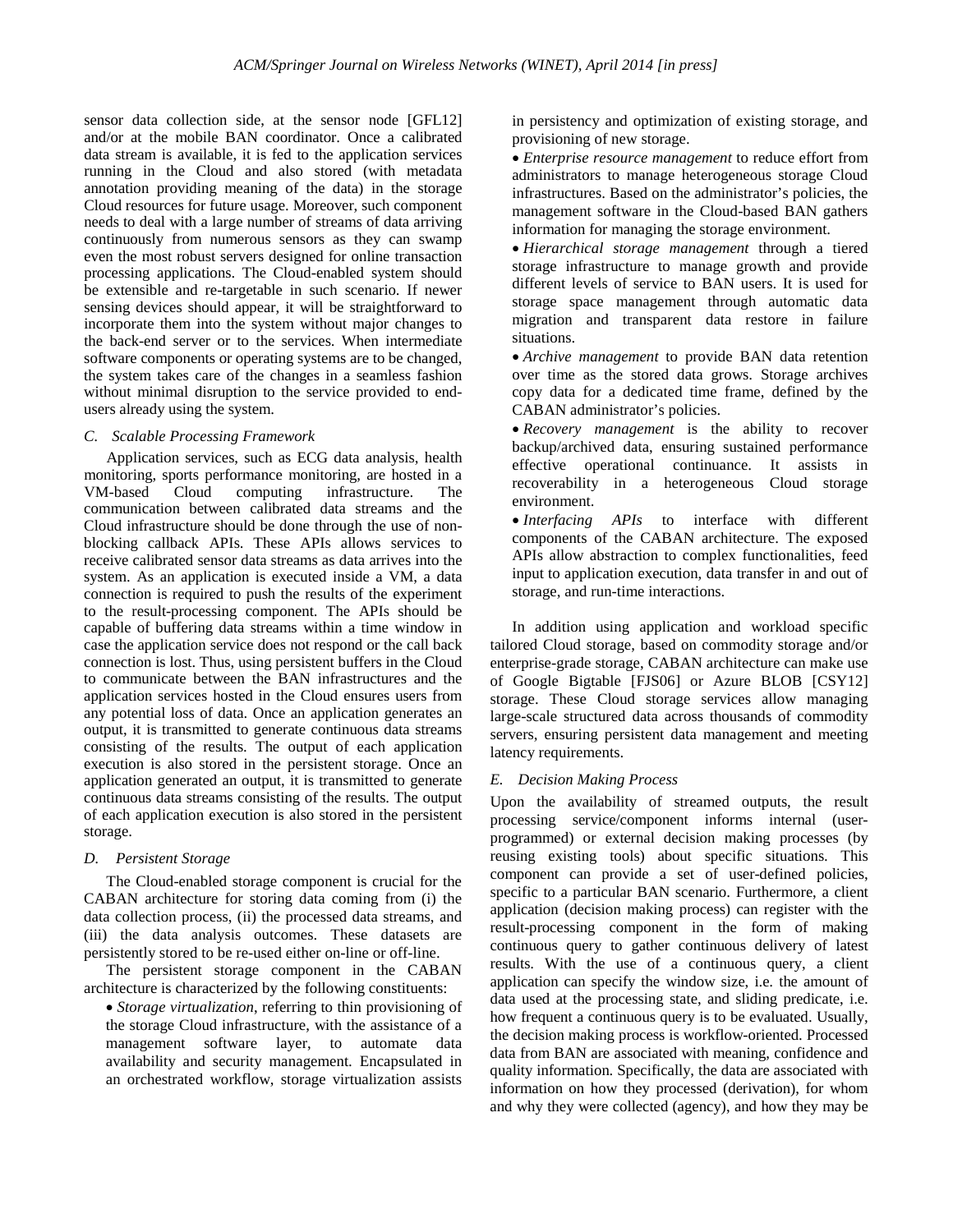sensor data collection side, at the sensor node [GFL12] and/or at the mobile BAN coordinator. Once a calibrated data stream is available, it is fed to the application services running in the Cloud and also stored (with metadata annotation providing meaning of the data) in the storage Cloud resources for future usage. Moreover, such component needs to deal with a large number of streams of data arriving continuously from numerous sensors as they can swamp even the most robust servers designed for online transaction processing applications. The Cloud-enabled system should be extensible and re-targetable in such scenario. If newer sensing devices should appear, it will be straightforward to incorporate them into the system without major changes to the back-end server or to the services. When intermediate software components or operating systems are to be changed, the system takes care of the changes in a seamless fashion without minimal disruption to the service provided to end-users already using the system.

### *C. Scalable Processing Framework*

Application services, such as ECG data analysis, health monitoring, sports performance monitoring, are hosted in a VM-based Cloud computing infrastructure. The communication between calibrated data streams and the Cloud infrastructure should be done through the use of non-blocking callback APIs. These APIs allows services to receive calibrated sensor data streams as data arrives into the system. As an application is executed inside a VM, a data connection is required to push the results of the experiment to the result-processing component. The APIs should be capable of buffering data streams within a time window in case the application service does not respond or the call back connection is lost. Thus, using persistent buffers in the Cloud to communicate between the BAN infrastructures and the application services hosted in the Cloud ensures users from any potential loss of data. Once an application generates an output, it is transmitted to generate continuous data streams consisting of the results. The output of each application execution is also stored in the persistent storage. Once an application generated an output, it is transmitted to generate continuous data streams consisting of the results. The output of each application execution is also stored in the persistent storage.

### *D. Persistent Storage*

The Cloud-enabled storage component is crucial for the CABAN architecture for storing data coming from (i) the data collection process, (ii) the processed data streams, and (iii) the data analysis outcomes. These datasets are persistently stored to be re-used either on-line or off-line.

The persistent storage component in the CABAN architecture is characterized by the following constituents:

- *Storage virtualization*, referring to thin provisioning of the storage Cloud infrastructure, with the assistance of a management software layer, to automate data availability and security management. Encapsulated in an orchestrated workflow, storage virtualization assists in persistency and optimization of existing storage, and provisioning of new storage.
- *Enterprise resource management* to reduce effort from administrators to manage heterogeneous storage Cloud infrastructures. Based on the administrator's policies, the management software in the Cloud-based BAN gathers information for managing the storage environment.
- *Hierarchical storage management* through a tiered storage infrastructure to manage growth and provide different levels of service to BAN users. It is used for storage space management through automatic data migration and transparent data restore in failure situations.
- *Archive management* to provide BAN data retention over time as the stored data grows. Storage archives copy data for a dedicated time frame, defined by the CABAN administrator's policies.
- *Recovery management* is the ability to recover backup/archived data, ensuring sustained performance effective operational continuance. It assists in recoverability in a heterogeneous Cloud storage environment.
- *Interfacing APIs* to interface with different components of the CABAN architecture. The exposed APIs allow abstraction to complex functionalities, feed input to application execution, data transfer in and out of storage, and run-time interactions.

In addition using application and workload specific tailored Cloud storage, based on commodity storage and/or enterprise-grade storage, CABAN architecture can make use of Google Bigtable [FJS06] or Azure BLOB [CSY12] storage. These Cloud storage services allow managing large-scale structured data across thousands of commodity servers, ensuring persistent data management and meeting latency requirements.

### *E. Decision Making Process*

Upon the availability of streamed outputs, the result processing service/component informs internal (user-programmed) or external decision making processes (by reusing existing tools) about specific situations. This component can provide a set of user-defined policies, specific to a particular BAN scenario. Furthermore, a client application (decision making process) can register with the result-processing component in the form of making continuous query to gather continuous delivery of latest results. With the use of a continuous query, a client application can specify the window size, i.e. the amount of data used at the processing state, and sliding predicate, i.e. how frequent a continuous query is to be evaluated. Usually, the decision making process is workflow-oriented. Processed data from BAN are associated with meaning, confidence and quality information. Specifically, the data are associated with information on how they processed (derivation), for whom and why they were collected (agency), and how they may be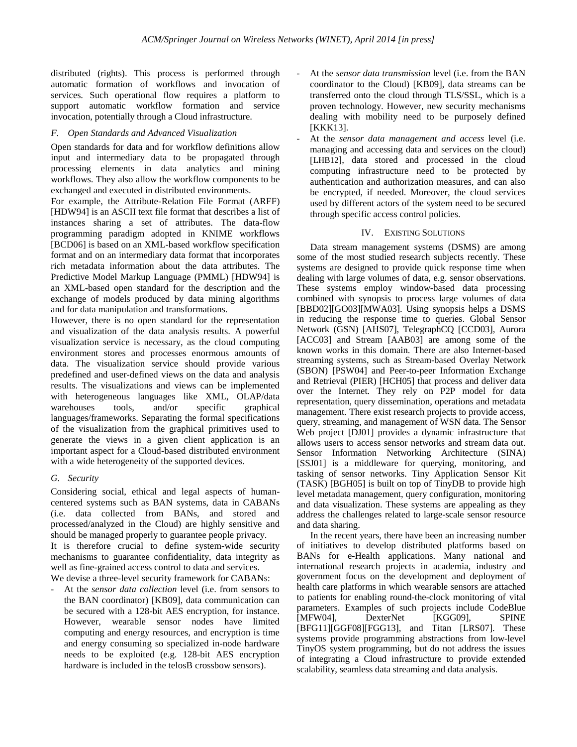distributed (rights). This process is performed through automatic formation of workflows and invocation of services. Such operational flow requires a platform to support automatic workflow formation and service invocation, potentially through a Cloud infrastructure.

### *F. Open Standards and Advanced Visualization*

Open standards for data and for workflow definitions allow input and intermediary data to be propagated through processing elements in data analytics and mining workflows. They also allow the workflow components to be exchanged and executed in distributed environments.

For example, the Attribute-Relation File Format (ARFF) [HDW94] is an ASCII text file format that describes a list of instances sharing a set of attributes. The data-flow programming paradigm adopted in KNIME workflows [BCD06] is based on an XML-based workflow specification format and on an intermediary data format that incorporates rich metadata information about the data attributes. The Predictive Model Markup Language (PMML) [HDW94] is an XML-based open standard for the description and the exchange of models produced by data mining algorithms and for data manipulation and transformations.

However, there is no open standard for the representation and visualization of the data analysis results. A powerful visualization service is necessary, as the cloud computing environment stores and processes enormous amounts of data. The visualization service should provide various predefined and user-defined views on the data and analysis results. The visualizations and views can be implemented with heterogeneous languages like XML, OLAP/data warehouses tools, and/or specific graphical languages/frameworks. Separating the formal specifications of the visualization from the graphical primitives used to generate the views in a given client application is an important aspect for a Cloud-based distributed environment with a wide heterogeneity of the supported devices.

### *G. Security*

Considering social, ethical and legal aspects of human-centered systems such as BAN systems, data in CABANs (i.e. data collected from BANs, and stored and processed/analyzed in the Cloud) are highly sensitive and should be managed properly to guarantee people privacy.

It is therefore crucial to define system-wide security mechanisms to guarantee confidentiality, data integrity as well as fine-grained access control to data and services.

We devise a three-level security framework for CABANs:

- At the *sensor data collection* level (i.e. from sensors to the BAN coordinator) [KB09], data communication can be secured with a 128-bit AES encryption, for instance. However, wearable sensor nodes have limited computing and energy resources, and encryption is time and energy consuming so specialized in-node hardware needs to be exploited (e.g. 128-bit AES encryption hardware is included in the telosB crossbow sensors).
- At the *sensor data transmission* level (i.e. from the BAN coordinator to the Cloud) [KB09], data streams can be transferred onto the cloud through TLS/SSL, which is a proven technology. However, new security mechanisms dealing with mobility need to be purposely defined [KKK13].
- At the *sensor data management and access* level (i.e. managing and accessing data and services on the cloud) [LHB12], data stored and processed in the cloud computing infrastructure need to be protected by authentication and authorization measures, and can also be encrypted, if needed. Moreover, the cloud services used by different actors of the system need to be secured through specific access control policies.

## IV. Existing Solutions

Data stream management systems (DSMS) are among some of the most studied research subjects recently. These systems are designed to provide quick response time when dealing with large volumes of data, e.g. sensor observations. These systems employ window-based data processing combined with synopsis to process large volumes of data [BBD02][GO03][MWA03]. Using synopsis helps a DSMS in reducing the response time to queries. Global Sensor Network (GSN) [AHS07], TelegraphCQ [CCD03], Aurora [ACC03] and Stream [AAB03] are among some of the known works in this domain. There are also Internet-based streaming systems, such as Stream-based Overlay Network (SBON) [PSW04] and Peer-to-peer Information Exchange and Retrieval (PIER) [HCH05] that process and deliver data over the Internet. They rely on P2P model for data representation, query dissemination, operations and metadata management. There exist research projects to provide access, query, streaming, and management of WSN data. The Sensor Web project [DJ01] provides a dynamic infrastructure that allows users to access sensor networks and stream data out. Sensor Information Networking Architecture (SINA) [SSJ01] is a middleware for querying, monitoring, and tasking of sensor networks. Tiny Application Sensor Kit (TASK) [BGH05] is built on top of TinyDB to provide high level metadata management, query configuration, monitoring and data visualization. These systems are appealing as they address the challenges related to large-scale sensor resource and data sharing.

In the recent years, there have been an increasing number of initiatives to develop distributed platforms based on BANs for e-Health applications. Many national and international research projects in academia, industry and government focus on the development and deployment of health care platforms in which wearable sensors are attached to patients for enabling round-the-clock monitoring of vital parameters. Examples of such projects include CodeBlue [MFW04], DexterNet [KGG09], SPINE [BFG11][GGF08][FGG13], and Titan [LRS07]. These systems provide programming abstractions from low-level TinyOS system programming, but do not address the issues of integrating a Cloud infrastructure to provide extended scalability, seamless data streaming and data analysis.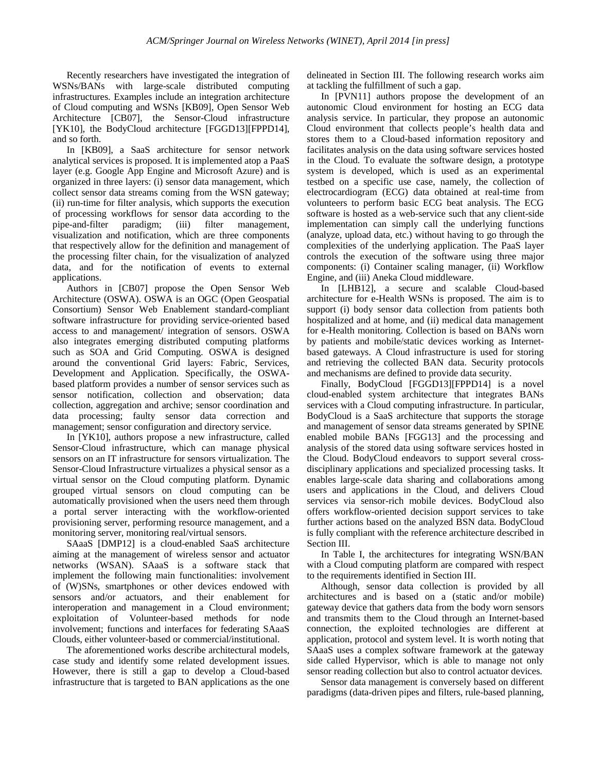Recently researchers have investigated the integration of WSNs/BANs with large-scale distributed computing infrastructures. Examples include an integration architecture of Cloud computing and WSNs [KB09], Open Sensor Web Architecture [CB07], the Sensor-Cloud infrastructure [YK10], the BodyCloud architecture [FGGD13][FPPD14], and so forth.

In [KB09], a SaaS architecture for sensor network analytical services is proposed. It is implemented atop a PaaS layer (e.g. Google App Engine and Microsoft Azure) and is organized in three layers: (i) sensor data management, which collect sensor data streams coming from the WSN gateway; (ii) run-time for filter analysis, which supports the execution of processing workflows for sensor data according to the pipe-and-filter paradigm; (iii) filter management, visualization and notification, which are three components that respectively allow for the definition and management of the processing filter chain, for the visualization of analyzed data, and for the notification of events to external applications.

Authors in [CB07] propose the Open Sensor Web Architecture (OSWA). OSWA is an OGC (Open Geospatial Consortium) Sensor Web Enablement standard-compliant software infrastructure for providing service-oriented based access to and management/ integration of sensors. OSWA also integrates emerging distributed computing platforms such as SOA and Grid Computing. OSWA is designed around the conventional Grid layers: Fabric, Services, Development and Application. Specifically, the OSWA-based platform provides a number of sensor services such as sensor notification, collection and observation; data collection, aggregation and archive; sensor coordination and data processing; faulty sensor data correction and management; sensor configuration and directory service.

In [YK10], authors propose a new infrastructure, called Sensor-Cloud infrastructure, which can manage physical sensors on an IT infrastructure for sensors virtualization. The Sensor-Cloud Infrastructure virtualizes a physical sensor as a virtual sensor on the Cloud computing platform. Dynamic grouped virtual sensors on cloud computing can be automatically provisioned when the users need them through a portal server interacting with the workflow-oriented provisioning server, performing resource management, and a monitoring server, monitoring real/virtual sensors.

SAaaS [DMP12] is a cloud-enabled SaaS architecture aiming at the management of wireless sensor and actuator networks (WSAN). SAaaS is a software stack that implement the following main functionalities: involvement of (W)SNs, smartphones or other devices endowed with sensors and/or actuators, and their enablement for interoperation and management in a Cloud environment; exploitation of Volunteer-based methods for node involvement; functions and interfaces for federating SAaaS Clouds, either volunteer-based or commercial/institutional.

The aforementioned works describe architectural models, case study and identify some related development issues. However, there is still a gap to develop a Cloud-based infrastructure that is targeted to BAN applications as the one delineated in Section III. The following research works aim at tackling the fulfillment of such a gap.

In [PVN11] authors propose the development of an autonomic Cloud environment for hosting an ECG data analysis service. In particular, they propose an autonomic Cloud environment that collects people's health data and stores them to a Cloud-based information repository and facilitates analysis on the data using software services hosted in the Cloud. To evaluate the software design, a prototype system is developed, which is used as an experimental testbed on a specific use case, namely, the collection of electrocardiogram (ECG) data obtained at real-time from volunteers to perform basic ECG beat analysis. The ECG software is hosted as a web-service such that any client-side implementation can simply call the underlying functions (analyze, upload data, etc.) without having to go through the complexities of the underlying application. The PaaS layer controls the execution of the software using three major components: (i) Container scaling manager, (ii) Workflow Engine, and (iii) Aneka Cloud middleware.

In [LHB12], a secure and scalable Cloud-based architecture for e-Health WSNs is proposed. The aim is to support (i) body sensor data collection from patients both hospitalized and at home, and (ii) medical data management for e-Health monitoring. Collection is based on BANs worn by patients and mobile/static devices working as Internet-based gateways. A Cloud infrastructure is used for storing and retrieving the collected BAN data. Security protocols and mechanisms are defined to provide data security.

Finally, BodyCloud [FGGD13][FPPD14] is a novel cloud-enabled system architecture that integrates BANs services with a Cloud computing infrastructure. In particular, BodyCloud is a SaaS architecture that supports the storage and management of sensor data streams generated by SPINE enabled mobile BANs [FGG13] and the processing and analysis of the stored data using software services hosted in the Cloud. BodyCloud endeavors to support several cross-disciplinary applications and specialized processing tasks. It enables large-scale data sharing and collaborations among users and applications in the Cloud, and delivers Cloud services via sensor-rich mobile devices. BodyCloud also offers workflow-oriented decision support services to take further actions based on the analyzed BSN data. BodyCloud is fully compliant with the reference architecture described in Section III.

In Table I, the architectures for integrating WSN/BAN with a Cloud computing platform are compared with respect to the requirements identified in Section III.

Although, sensor data collection is provided by all architectures and is based on a (static and/or mobile) gateway device that gathers data from the body worn sensors and transmits them to the Cloud through an Internet-based connection, the exploited technologies are different at application, protocol and system level. It is worth noting that SAaaS uses a complex software framework at the gateway side called Hypervisor, which is able to manage not only sensor reading collection but also to control actuator devices.

Sensor data management is conversely based on different paradigms (data-driven pipes and filters, rule-based planning,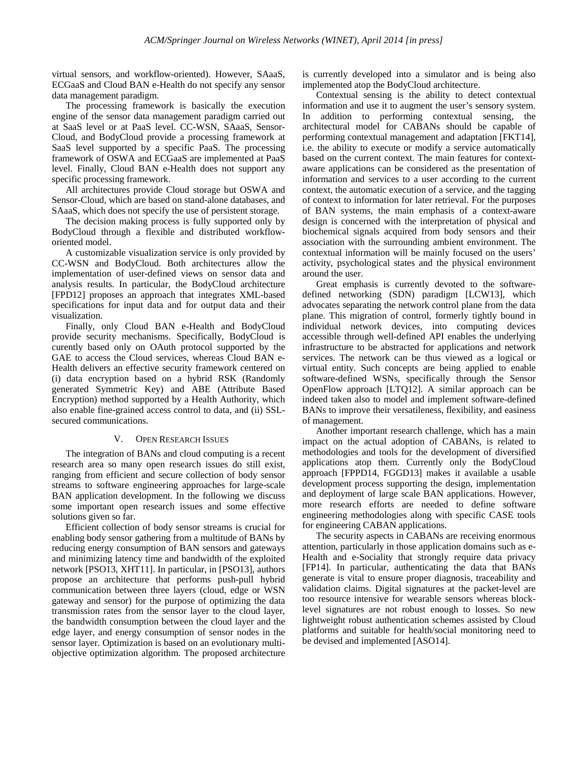virtual sensors, and workflow-oriented). However, SAaaS, ECGaaS and Cloud BAN e-Health do not specify any sensor data management paradigm.

The processing framework is basically the execution engine of the sensor data management paradigm carried out at SaaS level or at PaaS level. CC-WSN, SAaaS, Sensor-Cloud, and BodyCloud provide a processing framework at SaaS level supported by a specific PaaS. The processing framework of OSWA and ECGaaS are implemented at PaaS level. Finally, Cloud BAN e-Health does not support any specific processing framework.

All architectures provide Cloud storage but OSWA and Sensor-Cloud, which are based on stand-alone databases, and SAaaS, which does not specify the use of persistent storage.

The decision making process is fully supported only by BodyCloud through a flexible and distributed workflow-oriented model.

A customizable visualization service is only provided by CC-WSN and BodyCloud. Both architectures allow the implementation of user-defined views on sensor data and analysis results. In particular, the BodyCloud architecture [FPD12] proposes an approach that integrates XML-based specifications for input data and for output data and their visualization.

Finally, only Cloud BAN e-Health and BodyCloud provide security mechanisms. Specifically, BodyCloud is curently based only on OAuth protocol supported by the GAE to access the Cloud services, whereas Cloud BAN e-Health delivers an effective security framework centered on (i) data encryption based on a hybrid RSK (Randomly generated Symmetric Key) and ABE (Attribute Based Encryption) method supported by a Health Authority, which also enable fine-grained access control to data, and (ii) SSL-secured communications.

## V. Open Research Issues

The integration of BANs and cloud computing is a recent research area so many open research issues do still exist, ranging from efficient and secure collection of body sensor streams to software engineering approaches for large-scale BAN application development. In the following we discuss some important open research issues and some effective solutions given so far.

Efficient collection of body sensor streams is crucial for enabling body sensor gathering from a multitude of BANs by reducing energy consumption of BAN sensors and gateways and minimizing latency time and bandwidth of the exploited network [PSO13, XHT11]. In particular, in [PSO13], authors propose an architecture that performs push-pull hybrid communication between three layers (cloud, edge or WSN gateway and sensor) for the purpose of optimizing the data transmission rates from the sensor layer to the cloud layer, the bandwidth consumption between the cloud layer and the edge layer, and energy consumption of sensor nodes in the sensor layer. Optimization is based on an evolutionary multi-objective optimization algorithm. The proposed architecture is currently developed into a simulator and is being also implemented atop the BodyCloud architecture.

Contextual sensing is the ability to detect contextual information and use it to augment the user's sensory system. In addition to performing contextual sensing, the architectural model for CABANs should be capable of performing contextual management and adaptation [FKT14], i.e. the ability to execute or modify a service automatically based on the current context. The main features for context-aware applications can be considered as the presentation of information and services to a user according to the current context, the automatic execution of a service, and the tagging of context to information for later retrieval. For the purposes of BAN systems, the main emphasis of a context-aware design is concerned with the interpretation of physical and biochemical signals acquired from body sensors and their association with the surrounding ambient environment. The contextual information will be mainly focused on the users' activity, psychological states and the physical environment around the user.

Great emphasis is currently devoted to the software-defined networking (SDN) paradigm [LCW13], which advocates separating the network control plane from the data plane. This migration of control, formerly tightly bound in individual network devices, into computing devices accessible through well-defined API enables the underlying infrastructure to be abstracted for applications and network services. The network can be thus viewed as a logical or virtual entity. Such concepts are being applied to enable software-defined WSNs, specifically through the Sensor OpenFlow approach [LTQ12]. A similar approach can be indeed taken also to model and implement software-defined BANs to improve their versatileness, flexibility, and easiness of management.

Another important research challenge, which has a main impact on the actual adoption of CABANs, is related to methodologies and tools for the development of diversified applications atop them. Currently only the BodyCloud approach [FPPD14, FGGD13] makes it available a usable development process supporting the design, implementation and deployment of large scale BAN applications. However, more research efforts are needed to define software engineering methodologies along with specific CASE tools for engineering CABAN applications.

The security aspects in CABANs are receiving enormous attention, particularly in those application domains such as e-Health and e-Sociality that strongly require data privacy [FP14]. In particular, authenticating the data that BANs generate is vital to ensure proper diagnosis, traceability and validation claims. Digital signatures at the packet-level are too resource intensive for wearable sensors whereas block-level signatures are not robust enough to losses. So new lightweight robust authentication schemes assisted by Cloud platforms and suitable for health/social monitoring need to be devised and implemented [ASO14].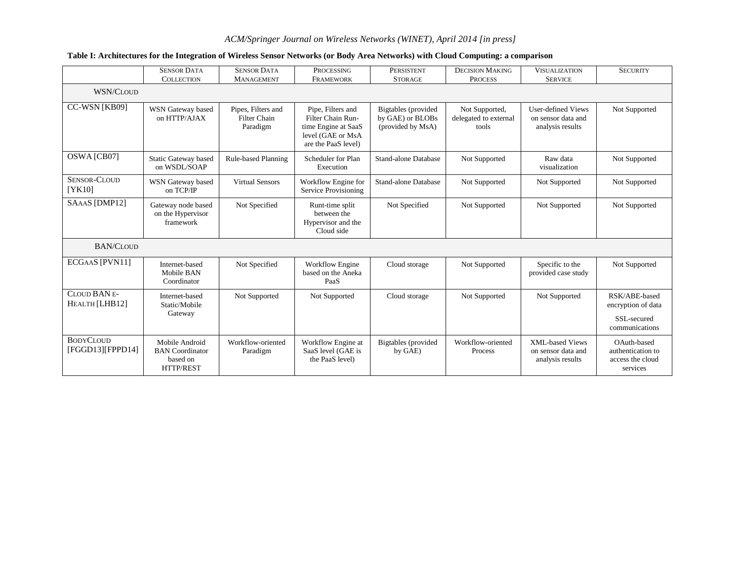**Table I: Architectures for the Integration of Wireless Sensor Networks (or Body Area Networks) with Cloud Computing: a comparison**

| | Sensor Data Collection | Sensor Data Management | Processing Framework | Persistent Storage | Decision Making Process | Visualization Service | Security |
|---|---|---|---|---|---|---|---|
| **WSN/Cloud** | | | | | | | |
| CC-WSN [KB09] | WSN Gateway based on HTTP/AJAX | Pipes, Filters and Filter Chain Paradigm | Pipe, Filters and Filter Chain Run-time Engine at SaaS level (GAE or MsA are the PaaS level) | Bigtables (provided by GAE) or BLOBs (provided by MsA) | Not Supported, delegated to external tools | User-defined Views on sensor data and analysis results | Not Supported |
| OSWA [CB07] | Static Gateway based on WSDL/SOAP | Rule-based Planning | Scheduler for Plan Execution | Stand-alone Database | Not Supported | Raw data visualization | Not Supported |
| Sensor-Cloud [YK10] | WSN Gateway based on TCP/IP | Virtual Sensors | Workflow Engine for Service Provisioning | Stand-alone Database | Not Supported | Not Supported | Not Supported |
| SAaaS [DMP12] | Gateway node based on the Hypervisor framework | Not Specified | Runt-time split between the Hypervisor and the Cloud side | Not Specified | Not Supported | Not Supported | Not Supported |
| **BAN/Cloud** | | | | | | | |
| ECGaaS [PVN11] | Internet-based Mobile BAN Coordinator | Not Specified | Workflow Engine based on the Aneka PaaS | Cloud storage | Not Supported | Specific to the provided case study | Not Supported |
| Cloud BAN e-Health [LHB12] | Internet-based Static/Mobile Gateway | Not Supported | Not Supported | Cloud storage | Not Supported | Not Supported | RSK/ABE-based encryption of data<br>SSL-secured communications |
| BodyCloud [FGGD13][FPPD14] | Mobile Android BAN Coordinator based on HTTP/REST | Workflow-oriented Paradigm | Workflow Engine at SaaS level (GAE is the PaaS level) | Bigtables (provided by GAE) | Workflow-oriented Process | XML-based Views on sensor data and analysis results | OAuth-based authentication to access the cloud services |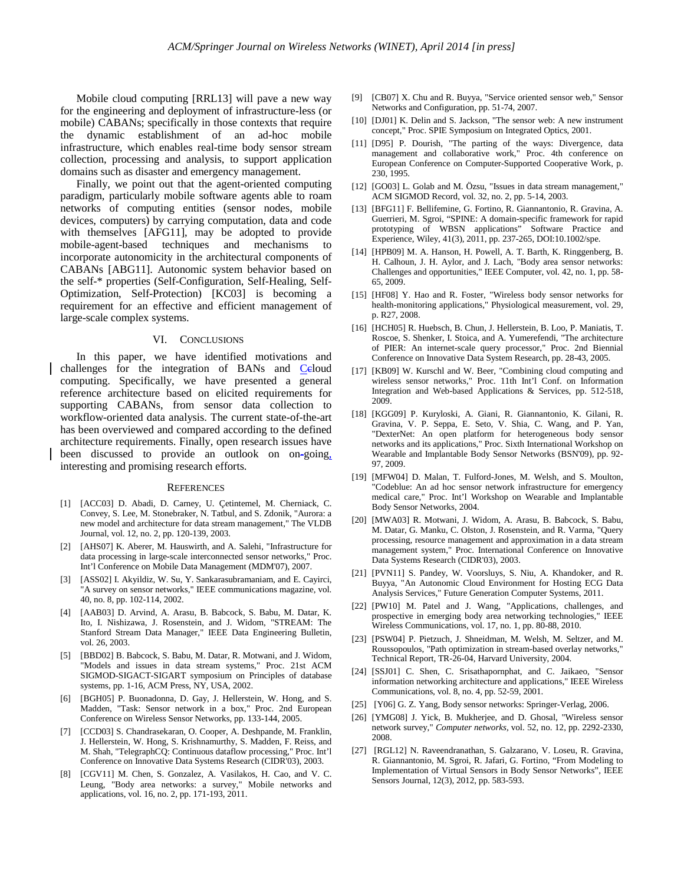Mobile cloud computing [RRL13] will pave a new way for the engineering and deployment of infrastructure-less (or mobile) CABANs; specifically in those contexts that require the dynamic establishment of an ad-hoc mobile infrastructure, which enables real-time body sensor stream collection, processing and analysis, to support application domains such as disaster and emergency management.

Finally, we point out that the agent-oriented computing paradigm, particularly mobile software agents able to roam networks of computing entities (sensor nodes, mobile devices, computers) by carrying computation, data and code with themselves [AFG11], may be adopted to provide mobile-agent-based techniques and mechanisms to incorporate autonomicity in the architectural components of CABANs [ABG11]. Autonomic system behavior based on the self-* properties (Self-Configuration, Self-Healing, Self-Optimization, Self-Protection) [KC03] is becoming a requirement for an effective and efficient management of large-scale complex systems.

## VI. Conclusions

In this paper, we have identified motivations and challenges for the integration of BANs and Ccloud computing. Specifically, we have presented a general reference architecture based on elicited requirements for supporting CABANs, from sensor data collection to workflow-oriented data analysis. The current state-of-the-art has been overviewed and compared according to the defined architecture requirements. Finally, open research issues have been discussed to provide an outlook on on-going, interesting and promising research efforts.

## References

[1] [ACC03] D. Abadi, D. Carney, U. Çetintemel, M. Cherniack, C. Convey, S. Lee, M. Stonebraker, N. Tatbul, and S. Zdonik, "Aurora: a new model and architecture for data stream management," The VLDB Journal, vol. 12, no. 2, pp. 120-139, 2003.

[2] [AHS07] K. Aberer, M. Hauswirth, and A. Salehi, "Infrastructure for data processing in large-scale interconnected sensor networks," Proc. Int'l Conference on Mobile Data Management (MDM'07), 2007.

[3] [ASS02] I. Akyildiz, W. Su, Y. Sankarasubramaniam, and E. Cayirci, "A survey on sensor networks," IEEE communications magazine, vol. 40, no. 8, pp. 102-114, 2002.

[4] [AAB03] D. Arvind, A. Arasu, B. Babcock, S. Babu, M. Datar, K. Ito, I. Nishizawa, J. Rosenstein, and J. Widom, "STREAM: The Stanford Stream Data Manager," IEEE Data Engineering Bulletin, vol. 26, 2003.

[5] [BBD02] B. Babcock, S. Babu, M. Datar, R. Motwani, and J. Widom, "Models and issues in data stream systems," Proc. 21st ACM SIGMOD-SIGACT-SIGART symposium on Principles of database systems, pp. 1-16, ACM Press, NY, USA, 2002.

[6] [BGH05] P. Buonadonna, D. Gay, J. Hellerstein, W. Hong, and S. Madden, "Task: Sensor network in a box," Proc. 2nd European Conference on Wireless Sensor Networks, pp. 133-144, 2005.

[7] [CCD03] S. Chandrasekaran, O. Cooper, A. Deshpande, M. Franklin, J. Hellerstein, W. Hong, S. Krishnamurthy, S. Madden, F. Reiss, and M. Shah, "TelegraphCQ: Continuous dataflow processing," Proc. Int'l Conference on Innovative Data Systems Research (CIDR'03), 2003.

[8] [CGV11] M. Chen, S. Gonzalez, A. Vasilakos, H. Cao, and V. C. Leung, "Body area networks: a survey," Mobile networks and applications, vol. 16, no. 2, pp. 171-193, 2011.

[9] [CB07] X. Chu and R. Buyya, "Service oriented sensor web," Sensor Networks and Configuration, pp. 51-74, 2007.

[10] [DJ01] K. Delin and S. Jackson, "The sensor web: A new instrument concept," Proc. SPIE Symposium on Integrated Optics, 2001.

[11] [D95] P. Dourish, "The parting of the ways: Divergence, data management and collaborative work," Proc. 4th conference on European Conference on Computer-Supported Cooperative Work, p. 230, 1995.

[12] [GO03] L. Golab and M. Özsu, "Issues in data stream management," ACM SIGMOD Record, vol. 32, no. 2, pp. 5-14, 2003.

[13] [BFG11] F. Bellifemine, G. Fortino, R. Giannantonio, R. Gravina, A. Guerrieri, M. Sgroi, "SPINE: A domain-specific framework for rapid prototyping of WBSN applications" Software Practice and Experience, Wiley, 41(3), 2011, pp. 237-265, DOI:10.1002/spe.

[14] [HPB09] M. A. Hanson, H. Powell, A. T. Barth, K. Ringgenberg, B. H. Calhoun, J. H. Aylor, and J. Lach, "Body area sensor networks: Challenges and opportunities," IEEE Computer, vol. 42, no. 1, pp. 58-65, 2009.

[15] [HF08] Y. Hao and R. Foster, "Wireless body sensor networks for health-monitoring applications," Physiological measurement, vol. 29, p. R27, 2008.

[16] [HCH05] R. Huebsch, B. Chun, J. Hellerstein, B. Loo, P. Maniatis, T. Roscoe, S. Shenker, I. Stoica, and A. Yumerefendi, "The architecture of PIER: An internet-scale query processor," Proc. 2nd Biennial Conference on Innovative Data System Research, pp. 28-43, 2005.

[17] [KB09] W. Kurschl and W. Beer, "Combining cloud computing and wireless sensor networks," Proc. 11th Int'l Conf. on Information Integration and Web-based Applications & Services, pp. 512-518, 2009.

[18] [KGG09] P. Kuryloski, A. Giani, R. Giannantonio, K. Gilani, R. Gravina, V. P. Seppa, E. Seto, V. Shia, C. Wang, and P. Yan, "DexterNet: An open platform for heterogeneous body sensor networks and its applications," Proc. Sixth International Workshop on Wearable and Implantable Body Sensor Networks (BSN'09), pp. 92-97, 2009.

[19] [MFW04] D. Malan, T. Fulford-Jones, M. Welsh, and S. Moulton, "Codeblue: An ad hoc sensor network infrastructure for emergency medical care," Proc. Int'l Workshop on Wearable and Implantable Body Sensor Networks, 2004.

[20] [MWA03] R. Motwani, J. Widom, A. Arasu, B. Babcock, S. Babu, M. Datar, G. Manku, C. Olston, J. Rosenstein, and R. Varma, "Query processing, resource management and approximation in a data stream management system," Proc. International Conference on Innovative Data Systems Research (CIDR'03), 2003.

[21] [PVN11] S. Pandey, W. Voorsluys, S. Niu, A. Khandoker, and R. Buyya, "An Autonomic Cloud Environment for Hosting ECG Data Analysis Services," Future Generation Computer Systems, 2011.

[22] [PW10] M. Patel and J. Wang, "Applications, challenges, and prospective in emerging body area networking technologies," IEEE Wireless Communications, vol. 17, no. 1, pp. 80-88, 2010.

[23] [PSW04] P. Pietzuch, J. Shneidman, M. Welsh, M. Seltzer, and M. Roussopoulos, "Path optimization in stream-based overlay networks," Technical Report, TR-26-04, Harvard University, 2004.

[24] [SSJ01] C. Shen, C. Srisathapornphat, and C. Jaikaeo, "Sensor information networking architecture and applications," IEEE Wireless Communications, vol. 8, no. 4, pp. 52-59, 2001.

[25] [Y06] G. Z. Yang, Body sensor networks: Springer-Verlag, 2006.

[26] [YMG08] J. Yick, B. Mukherjee, and D. Ghosal, "Wireless sensor network survey," *Computer networks*, vol. 52, no. 12, pp. 2292-2330, 2008.

[27] [RGL12] N. Raveendranathan, S. Galzarano, V. Loseu, R. Gravina, R. Giannantonio, M. Sgroi, R. Jafari, G. Fortino, "From Modeling to Implementation of Virtual Sensors in Body Sensor Networks", IEEE Sensors Journal, 12(3), 2012, pp. 583-593.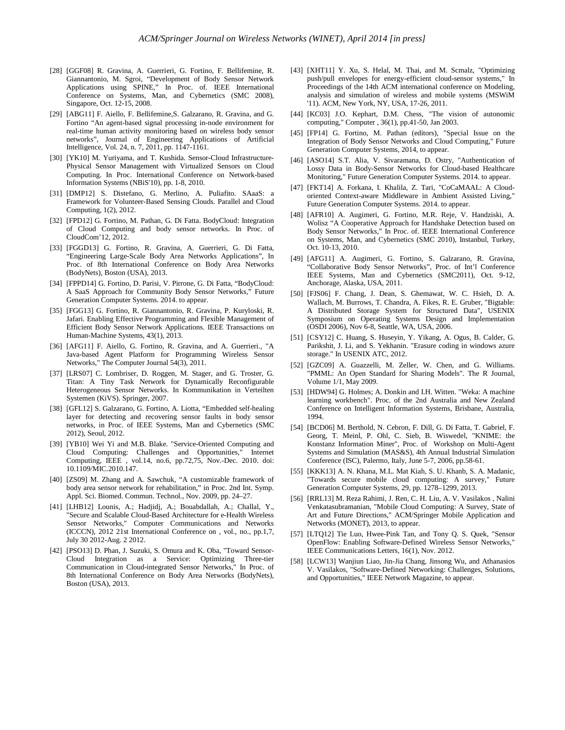[28] [GGF08] R. Gravina, A. Guerrieri, G. Fortino, F. Bellifemine, R. Giannantonio, M. Sgroi, “Development of Body Sensor Network Applications using SPINE,” In Proc. of. IEEE International Conference on Systems, Man, and Cybernetics (SMC 2008), Singapore, Oct. 12-15, 2008.

[29] [ABG11] F. Aiello, F. Bellifemine,S. Galzarano, R. Gravina, and G. Fortino “An agent-based signal processing in-node environment for real-time human activity monitoring based on wireless body sensor networks”, Journal of Engineering Applications of Artificial Intelligence, Vol. 24, n. 7, 2011, pp. 1147-1161.

[30] [YK10] M. Yuriyama, and T. Kushida. Sensor-Cloud Infrastructure-Physical Sensor Management with Virtualized Sensors on Cloud Computing. In Proc. International Conference on Network-based Information Systems (NBiS'10), pp. 1-8, 2010.

[31] [DMP12] S. Distefano, G. Merlino, A. Puliafito. SAaaS: a Framework for Volunteer-Based Sensing Clouds. Parallel and Cloud Computing, 1(2), 2012.

[32] [FPD12] G. Fortino, M. Pathan, G. Di Fatta. BodyCloud: Integration of Cloud Computing and body sensor networks. In Proc. of CloudCom’12, 2012.

[33] [FGGD13] G. Fortino, R. Gravina, A. Guerrieri, G. Di Fatta, “Engineering Large-Scale Body Area Networks Applications”, In Proc. of 8th International Conference on Body Area Networks (BodyNets), Boston (USA), 2013.

[34] [FPPD14] G. Fortino, D. Parisi, V. Pirrone, G. Di Fatta, “BodyCloud: A SaaS Approach for Community Body Sensor Networks,” Future Generation Computer Systems. 2014. to appear.

[35] [FGG13] G. Fortino, R. Giannantonio, R. Gravina, P. Kuryloski, R. Jafari. Enabling Effective Programming and Flexible Management of Efficient Body Sensor Network Applications. IEEE Transactions on Human-Machine Systems, 43(1), 2013.

[36] [AFG11] F. Aiello, G. Fortino, R. Gravina, and A. Guerrieri., "A Java-based Agent Platform for Programming Wireless Sensor Networks," The Computer Journal 54(3), 2011.

[37] [LRS07] C. Lombriser, D. Roggen, M. Stager, and G. Troster, G. Titan: A Tiny Task Network for Dynamically Reconfigurable Heterogeneous Sensor Networks. In Kommunikation in Verteilten Systemen (KiVS). Springer, 2007.

[38] [GFL12] S. Galzarano, G. Fortino, A. Liotta, “Embedded self-healing layer for detecting and recovering sensor faults in body sensor networks, in Proc. of IEEE Systems, Man and Cybernetics (SMC 2012), Seoul, 2012.

[39] [YB10] Wei Yi and M.B. Blake. "Service-Oriented Computing and Cloud Computing: Challenges and Opportunities," Internet Computing, IEEE , vol.14, no.6, pp.72,75, Nov.-Dec. 2010. doi: 10.1109/MIC.2010.147.

[40] [ZS09] M. Zhang and A. Sawchuk, “A customizable framework of body area sensor network for rehabilitation,” in Proc. 2nd Int. Symp. Appl. Sci. Biomed. Commun. Technol., Nov. 2009, pp. 24–27.

[41] [LHB12] Lounis, A.; Hadjidj, A.; Bouabdallah, A.; Challal, Y., "Secure and Scalable Cloud-Based Architecture for e-Health Wireless Sensor Networks," Computer Communications and Networks (ICCCN), 2012 21st International Conference on , vol., no., pp.1,7, July 30 2012-Aug. 2 2012.

[42] [PSO13] D. Phan, J. Suzuki, S. Omura and K. Oba, "Toward Sensor-Cloud Integration as a Service: Optimizing Three-tier Communication in Cloud-integrated Sensor Networks," In Proc. of 8th International Conference on Body Area Networks (BodyNets), Boston (USA), 2013.

[43] [XHT11] Y. Xu, S. Helal, M. Thai, and M. Scmalz, "Optimizing push/pull envelopes for energy-efficient cloud-sensor systems," In Proceedings of the 14th ACM international conference on Modeling, analysis and simulation of wireless and mobile systems (MSWiM '11). ACM, New York, NY, USA, 17-26, 2011.

[44] [KC03] J.O. Kephart, D.M. Chess, "The vision of autonomic computing," Computer , 36(1), pp.41-50, Jan 2003.

[45] [FP14] G. Fortino, M. Pathan (editors), "Special Issue on the Integration of Body Sensor Networks and Cloud Computing," Future Generation Computer Systems, 2014, to appear.

[46] [ASO14] S.T. Alia, V. Sivaramana, D. Ostry, "Authentication of Lossy Data in Body-Sensor Networks for Cloud-based Healthcare Monitoring," Future Generation Computer Systems. 2014. to appear.

[47] [FKT14] A. Forkana, I. Khalila, Z. Tari, "CoCaMAAL: A Cloud-oriented Context-aware Middleware in Ambient Assisted Living," Future Generation Computer Systems. 2014. to appear.

[48] [AFR10] A. Augimeri, G. Fortino, M.R. Reje, V. Handziski, A. Wolisz “A Cooperative Approach for Handshake Detection based on Body Sensor Networks,” In Proc. of. IEEE International Conference on Systems, Man, and Cybernetics (SMC 2010), Instanbul, Turkey, Oct. 10-13, 2010.

[49] [AFG11] A. Augimeri, G. Fortino, S. Galzarano, R. Gravina, “Collaborative Body Sensor Networks”, Proc. of Int’l Conference IEEE Systems, Man and Cybernetics (SMC2011), Oct. 9-12, Anchorage, Alaska, USA, 2011.

[50] [FJS06] F. Chang, J. Dean, S. Ghemawat, W. C. Hsieh, D. A. Wallach, M. Burrows, T. Chandra, A. Fikes, R. E. Gruber, "Bigtable: A Distributed Storage System for Structured Data", USENIX Symposium on Operating Systems Design and Implementation (OSDI 2006), Nov 6-8, Seattle, WA, USA, 2006.

[51] [CSY12] C. Huang, S. Huseyin, Y. Yikang, A. Ogus, B. Calder, G. Parikshit, J. Li, and S. Yekhanin. "Erasure coding in windows azure storage." In USENIX ATC, 2012.

[52] [GZC09] A. Guazzelli, M. Zeller, W. Chen, and G. Williams. "PMML: An Open Standard for Sharing Models". The R Journal, Volume 1/1, May 2009.

[53] [HDW94] G. Holmes; A. Donkin and I.H. Witten. "Weka: A machine learning workbench". Proc. of the 2nd Australia and New Zealand Conference on Intelligent Information Systems, Brisbane, Australia, 1994.

[54] [BCD06] M. Berthold, N. Cebron, F. Dill, G. Di Fatta, T. Gabriel, F. Georg, T. Meinl, P. Ohl, C. Sieb, B. Wiswedel, "KNIME: the Konstanz Information Miner", Proc. of Workshop on Multi-Agent Systems and Simulation (MAS&S), 4th Annual Industrial Simulation Conference (ISC), Palermo, Italy, June 5-7, 2006, pp.58-61.

[55] [KKK13] A. N. Khana, M.L. Mat Kiah, S. U. Khanb, S. A. Madanic, "Towards secure mobile cloud computing: A survey," Future Generation Computer Systems, 29, pp. 1278–1299, 2013.

[56] [RRL13] M. Reza Rahimi, J. Ren, C. H. Liu, A. V. Vasilakos , Nalini Venkatasubramanian, "Mobile Cloud Computing: A Survey, State of Art and Future Directions," ACM/Springer Mobile Application and Networks (MONET), 2013, to appear.

[57] [LTQ12] Tie Luo, Hwee-Pink Tan, and Tony Q. S. Quek, "Sensor OpenFlow: Enabling Software-Defined Wireless Sensor Networks," IEEE Communications Letters, 16(1), Nov. 2012.

[58] [LCW13] Wanjiun Liao, Jin-Jia Chang, Jinsong Wu, and Athanasios V. Vasilakos, "Software-Defined Networking: Challenges, Solutions, and Opportunities," IEEE Network Magazine, to appear.